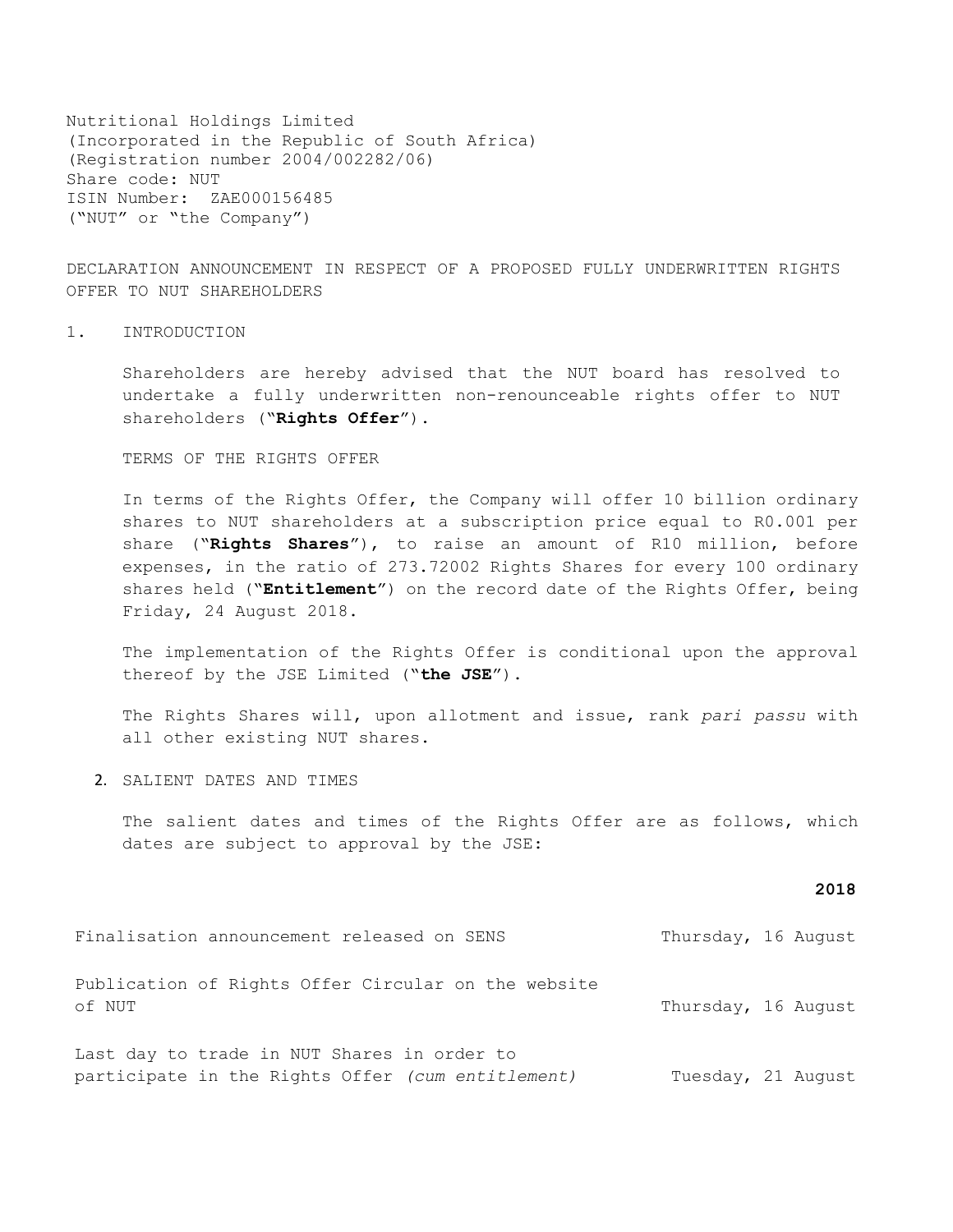Nutritional Holdings Limited
(Incorporated in the Republic of South Africa)
(Registration number 2004/002282/06)
Share code: NUT
ISIN Number: ZAE000156485
("NUT" or "the Company")

DECLARATION ANNOUNCEMENT IN RESPECT OF A PROPOSED FULLY UNDERWRITTEN RIGHTS OFFER TO NUT SHAREHOLDERS

## 1. INTRODUCTION

Shareholders are hereby advised that the NUT board has resolved to undertake a fully underwritten non-renounceable rights offer to NUT shareholders ("**Rights Offer**").

TERMS OF THE RIGHTS OFFER

In terms of the Rights Offer, the Company will offer 10 billion ordinary shares to NUT shareholders at a subscription price equal to R0.001 per share ("**Rights Shares**"), to raise an amount of R10 million, before expenses, in the ratio of 273.72002 Rights Shares for every 100 ordinary shares held ("**Entitlement**") on the record date of the Rights Offer, being Friday, 24 August 2018.

The implementation of the Rights Offer is conditional upon the approval thereof by the JSE Limited ("**the JSE**").

The Rights Shares will, upon allotment and issue, rank *pari passu* with all other existing NUT shares.

## 2. SALIENT DATES AND TIMES

The salient dates and times of the Rights Offer are as follows, which dates are subject to approval by the JSE:

| | **2018** |
|---|---|
| Finalisation announcement released on SENS | Thursday, 16 August |
| Publication of Rights Offer Circular on the website of NUT | Thursday, 16 August |
| Last day to trade in NUT Shares in order to participate in the Rights Offer *(cum entitlement)* | Tuesday, 21 August |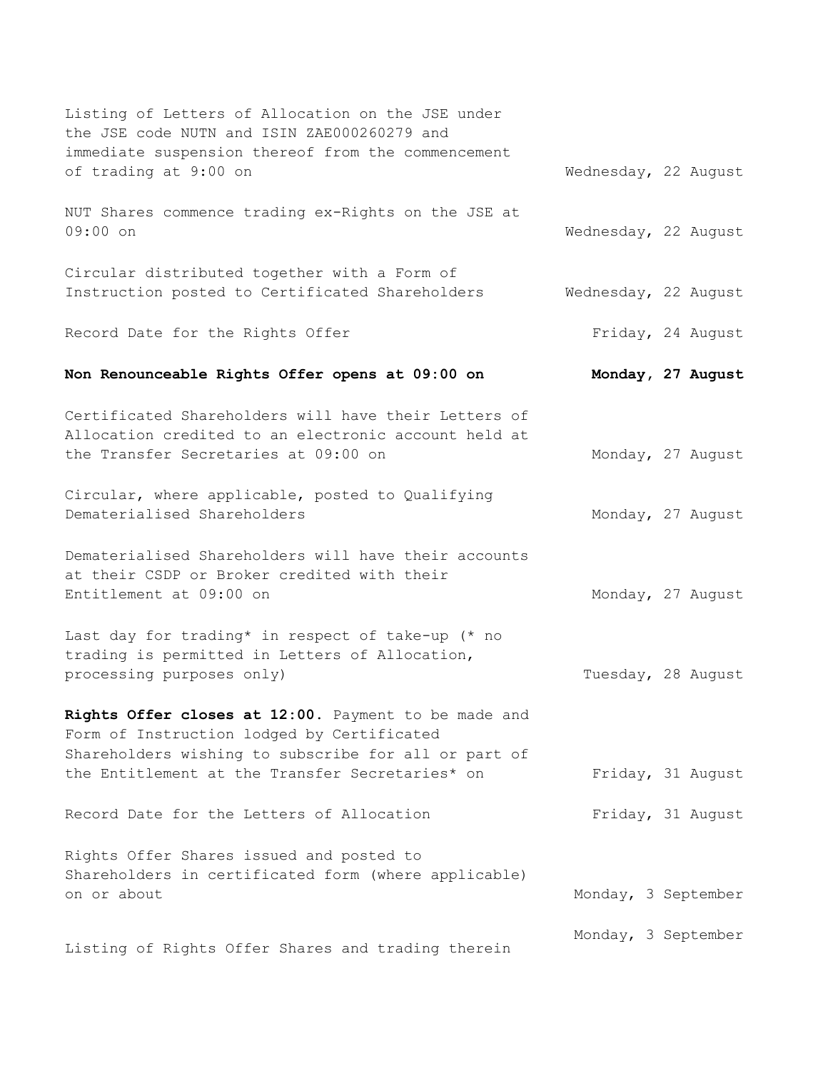| | |
|---|---|
| Listing of Letters of Allocation on the JSE under the JSE code NUTN and ISIN ZAE000260279 and immediate suspension thereof from the commencement of trading at 9:00 on | Wednesday, 22 August |
| NUT Shares commence trading ex-Rights on the JSE at 09:00 on | Wednesday, 22 August |
| Circular distributed together with a Form of Instruction posted to Certificated Shareholders | Wednesday, 22 August |
| Record Date for the Rights Offer | Friday, 24 August |
| **Non Renounceable Rights Offer opens at 09:00 on** | **Monday, 27 August** |
| Certificated Shareholders will have their Letters of Allocation credited to an electronic account held at the Transfer Secretaries at 09:00 on | Monday, 27 August |
| Circular, where applicable, posted to Qualifying Dematerialised Shareholders | Monday, 27 August |
| Dematerialised Shareholders will have their accounts at their CSDP or Broker credited with their Entitlement at 09:00 on | Monday, 27 August |
| Last day for trading* in respect of take-up (* no trading is permitted in Letters of Allocation, processing purposes only) | Tuesday, 28 August |
| **Rights Offer closes at 12:00.** Payment to be made and Form of Instruction lodged by Certificated Shareholders wishing to subscribe for all or part of the Entitlement at the Transfer Secretaries* on | Friday, 31 August |
| Record Date for the Letters of Allocation | Friday, 31 August |
| Rights Offer Shares issued and posted to Shareholders in certificated form (where applicable) on or about | Monday, 3 September |
| Listing of Rights Offer Shares and trading therein | Monday, 3 September |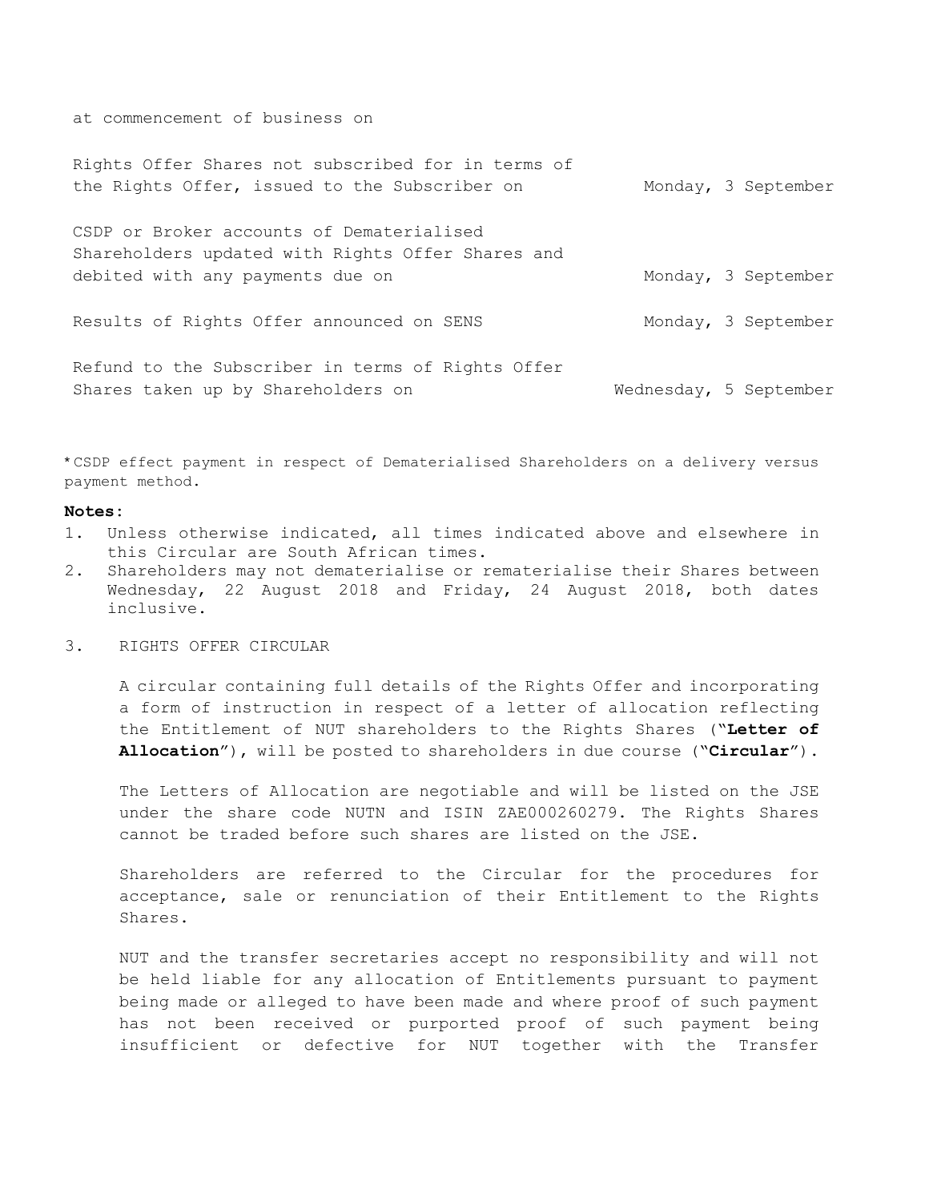at commencement of business on

| | |
|---|---|
| Rights Offer Shares not subscribed for in terms of the Rights Offer, issued to the Subscriber on | Monday, 3 September |
| CSDP or Broker accounts of Dematerialised Shareholders updated with Rights Offer Shares and debited with any payments due on | Monday, 3 September |
| Results of Rights Offer announced on SENS | Monday, 3 September |
| Refund to the Subscriber in terms of Rights Offer Shares taken up by Shareholders on | Wednesday, 5 September |

*CSDP effect payment in respect of Dematerialised Shareholders on a delivery versus payment method.

**Notes:**

1. Unless otherwise indicated, all times indicated above and elsewhere in this Circular are South African times.
2. Shareholders may not dematerialise or rematerialise their Shares between Wednesday, 22 August 2018 and Friday, 24 August 2018, both dates inclusive.

3. RIGHTS OFFER CIRCULAR

A circular containing full details of the Rights Offer and incorporating a form of instruction in respect of a letter of allocation reflecting the Entitlement of NUT shareholders to the Rights Shares ("**Letter of Allocation**"), will be posted to shareholders in due course ("**Circular**").

The Letters of Allocation are negotiable and will be listed on the JSE under the share code NUTN and ISIN ZAE000260279. The Rights Shares cannot be traded before such shares are listed on the JSE.

Shareholders are referred to the Circular for the procedures for acceptance, sale or renunciation of their Entitlement to the Rights Shares.

NUT and the transfer secretaries accept no responsibility and will not be held liable for any allocation of Entitlements pursuant to payment being made or alleged to have been made and where proof of such payment has not been received or purported proof of such payment being insufficient or defective for NUT together with the Transfer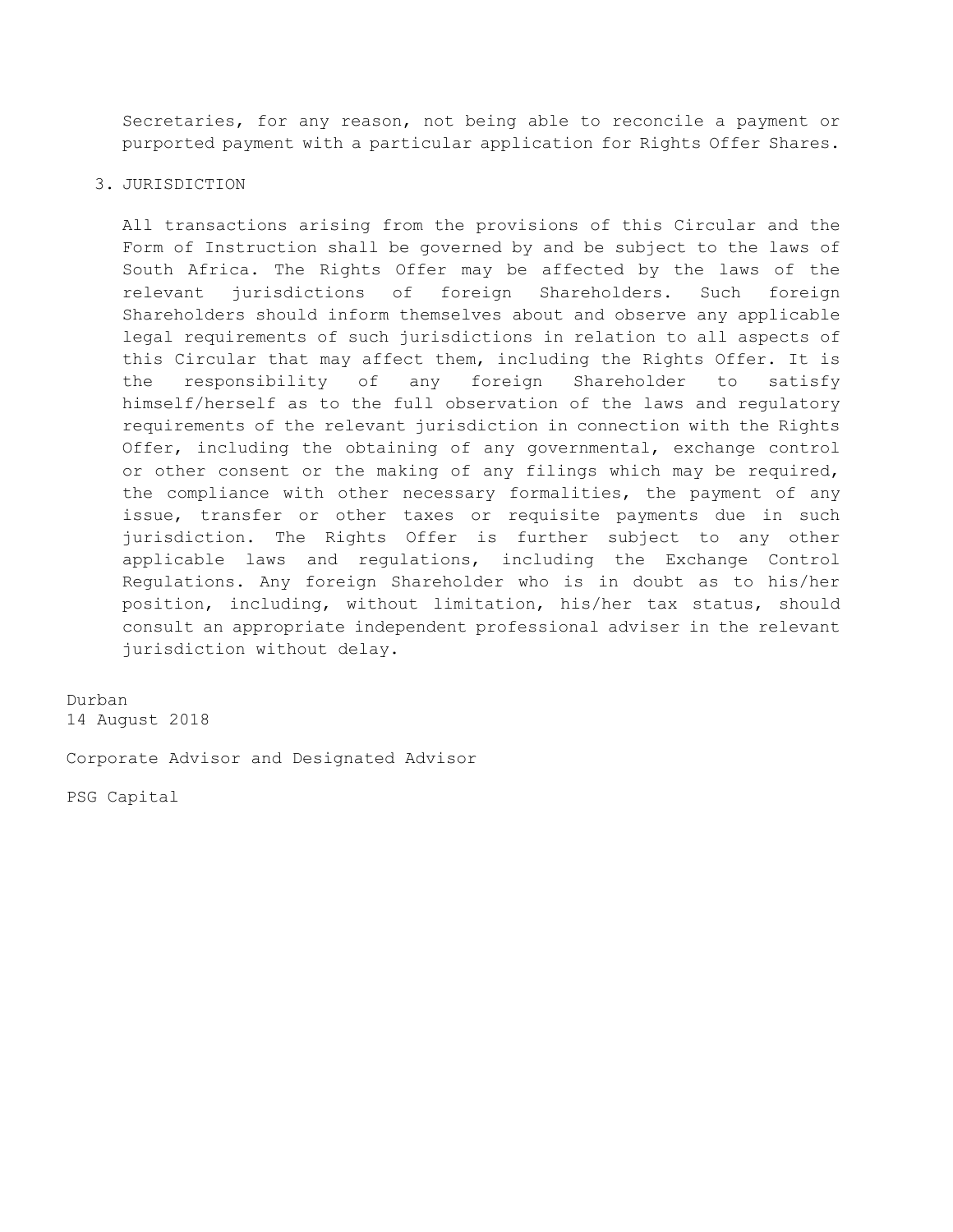Secretaries, for any reason, not being able to reconcile a payment or purported payment with a particular application for Rights Offer Shares.

3. JURISDICTION

All transactions arising from the provisions of this Circular and the Form of Instruction shall be governed by and be subject to the laws of South Africa. The Rights Offer may be affected by the laws of the relevant jurisdictions of foreign Shareholders. Such foreign Shareholders should inform themselves about and observe any applicable legal requirements of such jurisdictions in relation to all aspects of this Circular that may affect them, including the Rights Offer. It is the responsibility of any foreign Shareholder to satisfy himself/herself as to the full observation of the laws and regulatory requirements of the relevant jurisdiction in connection with the Rights Offer, including the obtaining of any governmental, exchange control or other consent or the making of any filings which may be required, the compliance with other necessary formalities, the payment of any issue, transfer or other taxes or requisite payments due in such jurisdiction. The Rights Offer is further subject to any other applicable laws and regulations, including the Exchange Control Regulations. Any foreign Shareholder who is in doubt as to his/her position, including, without limitation, his/her tax status, should consult an appropriate independent professional adviser in the relevant jurisdiction without delay.

Durban
14 August 2018

Corporate Advisor and Designated Advisor

PSG Capital